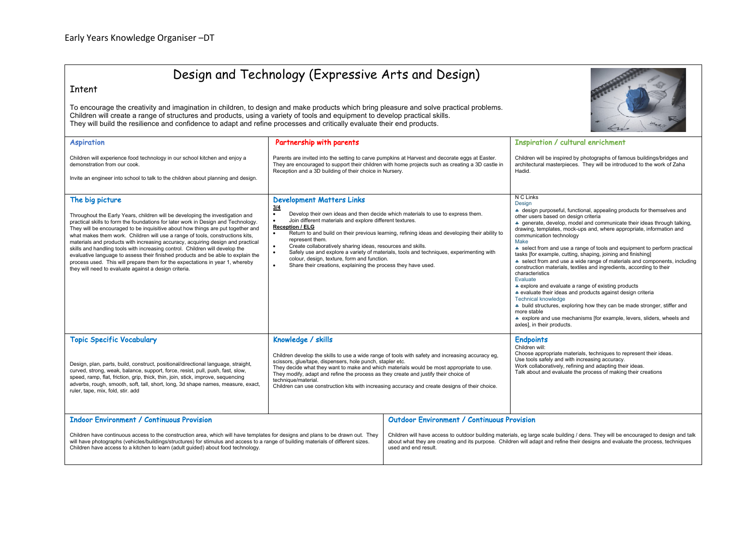Early Years Knowledge Organiser –DT

# Design and Technology (Expressive Arts and Design)

## Intent

To encourage the creativity and imagination in children, to design and make products which bring pleasure and solve practical problems. Children will create a range of structures and products, using a variety of tools and equipment to develop practical skills. They will build the resilience and confidence to adapt and refine processes and critically evaluate their end products.

### Aspiration

Children will experience food technology in our school kitchen and enjoy a demonstration from our cook.

Invite an engineer into school to talk to the children about planning and design.

### Partnership with parents

Parents are invited into the setting to carve pumpkins at Harvest and decorate eggs at Easter. They are encouraged to support their children with home projects such as creating a 3D castle in Reception and a 3D building of their choice in Nursery.

### Inspiration / cultural enrichment

Children will be inspired by photographs of famous buildings/bridges and architectural masterpieces. They will be introduced to the work of Zaha Hadid.

### The big picture

Throughout the Early Years, children will be developing the investigation and practical skills to form the foundations for later work in Design and Technology. They will be encouraged to be inquisitive about how things are put together and what makes them work. Children will use a range of tools, constructions kits, materials and products with increasing accuracy, acquiring design and practical skills and handling tools with increasing control. Children will develop the evaluative language to assess their finished products and be able to explain the process used. This will prepare them for the expectations in year 1, whereby they will need to evaluate against a design criteria.

### Development Matters Links

**3/4**

- Develop their own ideas and then decide which materials to use to express them.
- Join different materials and explore different textures.

**Reception / ELG**

- Return to and build on their previous learning, refining ideas and developing their ability to represent them.
- Create collaboratively sharing ideas, resources and skills.
- Safely use and explore a variety of materials, tools and techniques, experimenting with colour, design, texture, form and function.
- Share their creations, explaining the process they have used.

### N C Links

Design

- design purposeful, functional, appealing products for themselves and other users based on design criteria
- generate, develop, model and communicate their ideas through talking, drawing, templates, mock-ups and, where appropriate, information and communication technology

Make

- select from and use a range of tools and equipment to perform practical tasks [for example, cutting, shaping, joining and finishing]
- select from and use a wide range of materials and components, including construction materials, textiles and ingredients, according to their characteristics

Evaluate

- explore and evaluate a range of existing products
- evaluate their ideas and products against design criteria

Technical knowledge

- build structures, exploring how they can be made stronger, stiffer and more stable
- explore and use mechanisms [for example, levers, sliders, wheels and axles], in their products.

### Topic Specific Vocabulary

Design, plan, parts, build, construct, positional/directional language, straight, curved, strong, weak, balance, support, force, resist, pull, push, fast, slow, speed, ramp, flat, friction, grip, thick, thin, join, stick, improve, sequencing adverbs, rough, smooth, soft, tall, short, long, 3d shape names, measure, exact, ruler, tape, mix, fold, stir. add

### Knowledge / skills

Children develop the skills to use a wide range of tools with safety and increasing accuracy eg, scissors, glue/tape, dispensers, hole punch, stapler etc.
They decide what they want to make and which materials would be most appropriate to use.
They modify, adapt and refine the process as they create and justify their choice of technique/material.
Children can use construction kits with increasing accuracy and create designs of their choice.

### Endpoints

Children will:
Choose appropriate materials, techniques to represent their ideas.
Use tools safely and with increasing accuracy.
Work collaboratively, refining and adapting their ideas.
Talk about and evaluate the process of making their creations

### Indoor Environment / Continuous Provision

Children have continuous access to the construction area, which will have templates for designs and plans to be drawn out. They will have photographs (vehicles/buildings/structures) for stimulus and access to a range of building materials of different sizes. Children have access to a kitchen to learn (adult guided) about food technology.

### Outdoor Environment / Continuous Provision

Children will have access to outdoor building materials, eg large scale building / dens. They will be encouraged to design and talk about what they are creating and its purpose. Children will adapt and refine their designs and evaluate the process, techniques used and end result.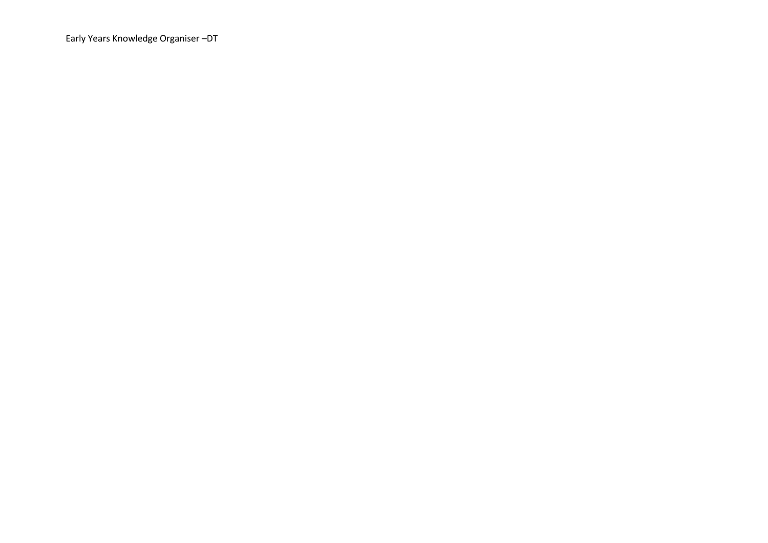Early Years Knowledge Organiser –DT